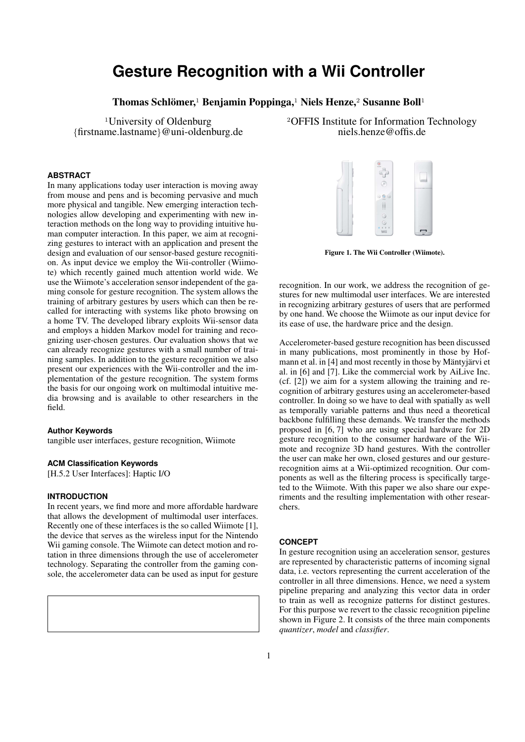# Gesture Recognition with a Wii Controller

**Thomas Schlömer,**[1] **Benjamin Poppinga,**[1] **Niels Henze,**[2] **Susanne Boll**[1]

[1]University of Oldenburg
{firstname.lastname}@uni-oldenburg.de

[2]OFFIS Institute for Information Technology
niels.henze@offis.de

### ABSTRACT

In many applications today user interaction is moving away from mouse and pens and is becoming pervasive and much more physical and tangible. New emerging interaction technologies allow developing and experimenting with new interaction methods on the long way to providing intuitive human computer interaction. In this paper, we aim at recognizing gestures to interact with an application and present the design and evaluation of our sensor-based gesture recognition. As input device we employ the Wii-controller (Wiimote) which recently gained much attention world wide. We use the Wiimote's acceleration sensor independent of the gaming console for gesture recognition. The system allows the training of arbitrary gestures by users which can then be recalled for interacting with systems like photo browsing on a home TV. The developed library exploits Wii-sensor data and employs a hidden Markov model for training and recognizing user-chosen gestures. Our evaluation shows that we can already recognize gestures with a small number of training samples. In addition to the gesture recognition we also present our experiences with the Wii-controller and the implementation of the gesture recognition. The system forms the basis for our ongoing work on multimodal intuitive media browsing and is available to other researchers in the field.

### Author Keywords

tangible user interfaces, gesture recognition, Wiimote

### ACM Classification Keywords

[H.5.2 User Interfaces]: Haptic I/O

### INTRODUCTION

In recent years, we find more and more affordable hardware that allows the development of multimodal user interfaces. Recently one of these interfaces is the so called Wiimote [1], the device that serves as the wireless input for the Nintendo Wii gaming console. The Wiimote can detect motion and rotation in three dimensions through the use of accelerometer technology. Separating the controller from the gaming console, the accelerometer data can be used as input for gesture recognition. In our work, we address the recognition of gestures for new multimodal user interfaces. We are interested in recognizing arbitrary gestures of users that are performed by one hand. We choose the Wiimote as our input device for its ease of use, the hardware price and the design.

**Figure 1. The Wii Controller (Wiimote).**

Accelerometer-based gesture recognition has been discussed in many publications, most prominently in those by Hofmann et al. in [4] and most recently in those by Mäntyjärvi et al. in [6] and [7]. Like the commercial work by AiLive Inc. (cf. [2]) we aim for a system allowing the training and recognition of arbitrary gestures using an accelerometer-based controller. In doing so we have to deal with spatially as well as temporally variable patterns and thus need a theoretical backbone fulfilling these demands. We transfer the methods proposed in [6, 7] who are using special hardware for 2D gesture recognition to the consumer hardware of the Wiimote and recognize 3D hand gestures. With the controller the user can make her own, closed gestures and our gesture-recognition aims at a Wii-optimized recognition. Our components as well as the filtering process is specifically targeted to the Wiimote. With this paper we also share our experiments and the resulting implementation with other researchers.

### CONCEPT

In gesture recognition using an acceleration sensor, gestures are represented by characteristic patterns of incoming signal data, i.e. vectors representing the current acceleration of the controller in all three dimensions. Hence, we need a system pipeline preparing and analyzing this vector data in order to train as well as recognize patterns for distinct gestures. For this purpose we revert to the classic recognition pipeline shown in Figure 2. It consists of the three main components *quantizer*, *model* and *classifier*.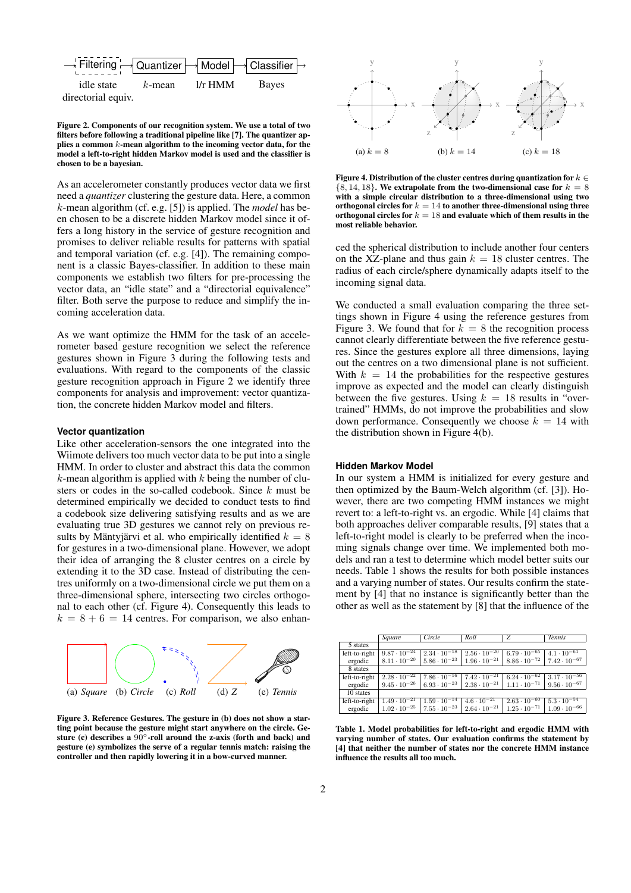Figure 2. Components of our recognition system. We use a total of two filters before following a traditional pipeline like [7]. The quantizer applies a common $k$-mean algorithm to the incoming vector data, for the model a left-to-right hidden Markov model is used and the classifier is chosen to be a bayesian.

As an accelerometer constantly produces vector data we first need a *quantizer* clustering the gesture data. Here, a common $k$-mean algorithm (cf. e.g. [5]) is applied. The *model* has been chosen to be a discrete hidden Markov model since it offers a long history in the service of gesture recognition and promises to deliver reliable results for patterns with spatial and temporal variation (cf. e.g. [4]). The remaining component is a classic Bayes-classifier. In addition to these main components we establish two filters for pre-processing the vector data, an "idle state" and a "directorial equivalence" filter. Both serve the purpose to reduce and simplify the incoming acceleration data.

As we want optimize the HMM for the task of an accelerometer based gesture recognition we select the reference gestures shown in Figure 3 during the following tests and evaluations. With regard to the components of the classic gesture recognition approach in Figure 2 we identify three components for analysis and improvement: vector quantization, the concrete hidden Markov model and filters.

### Vector quantization

Like other acceleration-sensors the one integrated into the Wiimote delivers too much vector data to be put into a single HMM. In order to cluster and abstract this data the common $k$-mean algorithm is applied with $k$ being the number of clusters or codes in the so-called codebook. Since $k$ must be determined empirically we decided to conduct tests to find a codebook size delivering satisfying results and as we are evaluating true 3D gestures we cannot rely on previous results by Mäntyjärvi et al. who empirically identified $k = 8$ for gestures in a two-dimensional plane. However, we adopt their idea of arranging the 8 cluster centres on a circle by extending it to the 3D case. Instead of distributing the centres uniformly on a two-dimensional circle we put them on a three-dimensional sphere, intersecting two circles orthogonal to each other (cf. Figure 4). Consequently this leads to $k = 8 + 6 = 14$ centres. For comparison, we also enhanced the spherical distribution to include another four centers on the XZ-plane and thus gain $k = 18$ cluster centres. The radius of each circle/sphere dynamically adapts itself to the incoming signal data.

Figure 3. Reference Gestures. The gesture in (b) does not show a starting point because the gesture might start anywhere on the circle. Gesture (c) describes a $90°$-roll around the z-axis (forth and back) and gesture (e) symbolizes the serve of a regular tennis match: raising the controller and then rapidly lowering it in a bow-curved manner.

Figure 4. Distribution of the cluster centres during quantization for $k \in \{8, 14, 18\}$. We extrapolate from the two-dimensional case for $k = 8$ with a simple circular distribution to a three-dimensional using two orthogonal circles for $k = 14$ to another three-dimensional using three orthogonal circles for $k = 18$ and evaluate which of them results in the most reliable behavior.

We conducted a small evaluation comparing the three settings shown in Figure 4 using the reference gestures from Figure 3. We found that for $k = 8$ the recognition process cannot clearly differentiate between the five reference gestures. Since the gestures explore all three dimensions, laying out the centres on a two dimensional plane is not sufficient. With $k = 14$ the probabilities for the respective gestures improve as expected and the model can clearly distinguish between the five gestures. Using $k = 18$ results in "overtrained" HMMs, do not improve the probabilities and slow down performance. Consequently we choose $k = 14$ with the distribution shown in Figure 4(b).

### Hidden Markov Model

In our system a HMM is initialized for every gesture and then optimized by the Baum-Welch algorithm (cf. [3]). However, there are two competing HMM instances we might revert to: a left-to-right vs. an ergodic. While [4] claims that both approaches deliver comparable results, [9] states that a left-to-right model is clearly to be preferred when the incoming signals change over time. We implemented both models and ran a test to determine which model better suits our needs. Table 1 shows the results for both possible instances and a varying number of states. Our results confirm the statement by [4] that no instance is significantly better than the other as well as the statement by [8] that the influence of the

| | *Square* | *Circle* | *Roll* | *Z* | *Tennis* |
|---|---|---|---|---|---|
| 5 states | | | | | |
| left-to-right | $9.87 \cdot 10^{-24}$ | $2.34 \cdot 10^{-18}$ | $2.56 \cdot 10^{-20}$ | $6.79 \cdot 10^{-65}$ | $4.1 \cdot 10^{-61}$ |
| ergodic | $8.11 \cdot 10^{-20}$ | $5.86 \cdot 10^{-23}$ | $1.96 \cdot 10^{-21}$ | $8.86 \cdot 10^{-72}$ | $7.42 \cdot 10^{-67}$ |
| 8 states | | | | | |
| left-to-right | $2.28 \cdot 10^{-22}$ | $7.86 \cdot 10^{-16}$ | $7.42 \cdot 10^{-21}$ | $6.24 \cdot 10^{-62}$ | $3.17 \cdot 10^{-56}$ |
| ergodic | $9.45 \cdot 10^{-26}$ | $6.93 \cdot 10^{-23}$ | $2.38 \cdot 10^{-21}$ | $1.11 \cdot 10^{-71}$ | $9.56 \cdot 10^{-67}$ |
| 10 states | | | | | |
| left-to-right | $1.49 \cdot 10^{-21}$ | $1.59 \cdot 10^{-14}$ | $4.6 \cdot 10^{-21}$ | $2.63 \cdot 10^{-60}$ | $5.3 \cdot 10^{-54}$ |
| ergodic | $1.02 \cdot 10^{-25}$ | $7.55 \cdot 10^{-23}$ | $2.64 \cdot 10^{-21}$ | $1.25 \cdot 10^{-71}$ | $1.09 \cdot 10^{-66}$ |

Table 1. Model probabilities for left-to-right and ergodic HMM with varying number of states. Our evaluation confirms the statement by [4] that neither the number of states nor the concrete HMM instance influence the results all too much.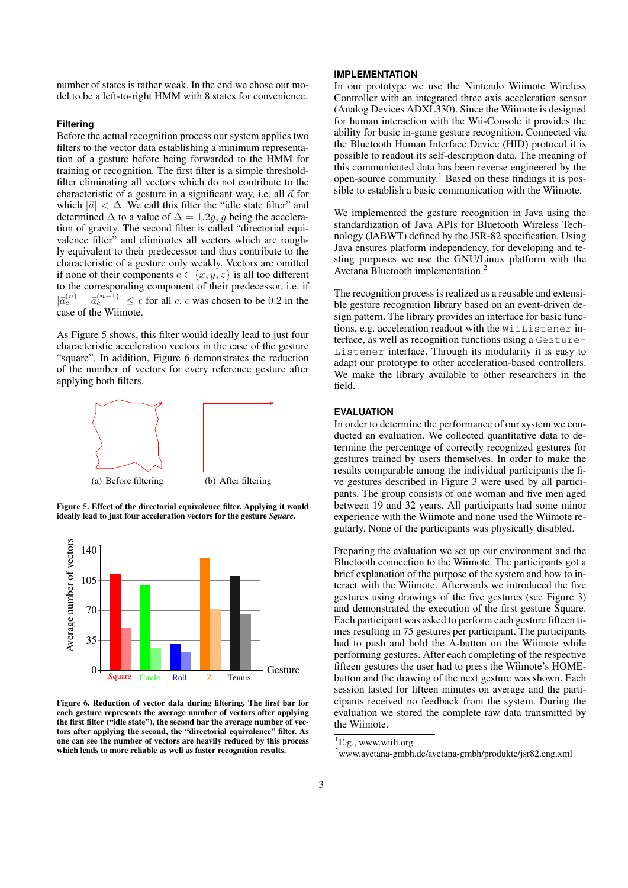number of states is rather weak. In the end we chose our model to be a left-to-right HMM with 8 states for convenience.

### Filtering

Before the actual recognition process our system applies two filters to the vector data establishing a minimum representation of a gesture before being forwarded to the HMM for training or recognition. The first filter is a simple threshold-filter eliminating all vectors which do not contribute to the characteristic of a gesture in a significant way, i.e. all $\vec{a}$ for which $|\vec{a}| < \Delta$. We call this filter the "idle state filter" and determined $\Delta$ to a value of $\Delta = 1.2g$, $g$ being the acceleration of gravity. The second filter is called "directorial equivalence filter" and eliminates all vectors which are roughly equivalent to their predecessor and thus contribute to the characteristic of a gesture only weakly. Vectors are omitted if none of their components $c \in \{x, y, z\}$ is all too different to the corresponding component of their predecessor, i.e. if $|\vec{a}_c^{(n)} - \vec{a}_c^{(n-1)}| \leq \epsilon$ for all $c$. $\epsilon$ was chosen to be $0.2$ in the case of the Wiimote.

As Figure 5 shows, this filter would ideally lead to just four characteristic acceleration vectors in the case of the gesture "square". In addition, Figure 6 demonstrates the reduction of the number of vectors for every reference gesture after applying both filters.

(a) Before filtering

(b) After filtering

**Figure 5. Effect of the directorial equivalence filter. Applying it would ideally lead to just four acceleration vectors for the gesture *Square*.**

**Figure 6. Reduction of vector data during filtering. The first bar for each gesture represents the average number of vectors after applying the first filter ("idle state"), the second bar the average number of vectors after applying the second, the "directorial equivalence" filter. As one can see the number of vectors are heavily reduced by this process which leads to more reliable as well as faster recognition results.**

## IMPLEMENTATION

In our prototype we use the Nintendo Wiimote Wireless Controller with an integrated three axis acceleration sensor (Analog Devices ADXL330). Since the Wiimote is designed for human interaction with the Wii-Console it provides the ability for basic in-game gesture recognition. Connected via the Bluetooth Human Interface Device (HID) protocol it is possible to readout its self-description data. The meaning of this communicated data has been reverse engineered by the open-source community.[1] Based on these findings it is possible to establish a basic communication with the Wiimote.

We implemented the gesture recognition in Java using the standardization of Java APIs for Bluetooth Wireless Technology (JABWT) defined by the JSR-82 specification. Using Java ensures platform independency, for developing and testing purposes we use the GNU/Linux platform with the Avetana Bluetooth implementation.[2]

The recognition process is realized as a reusable and extensible gesture recognition library based on an event-driven design pattern. The library provides an interface for basic functions, e.g. acceleration readout with the `WiiListener` interface, as well as recognition functions using a `GestureListener` interface. Through its modularity it is easy to adapt our prototype to other acceleration-based controllers. We make the library available to other researchers in the field.

## EVALUATION

In order to determine the performance of our system we conducted an evaluation. We collected quantitative data to determine the percentage of correctly recognized gestures for gestures trained by users themselves. In order to make the results comparable among the individual participants the five gestures described in Figure 3 were used by all participants. The group consists of one woman and five men aged between 19 and 32 years. All participants had some minor experience with the Wiimote and none used the Wiimote regularly. None of the participants was physically disabled.

Preparing the evaluation we set up our environment and the Bluetooth connection to the Wiimote. The participants got a brief explanation of the purpose of the system and how to interact with the Wiimote. Afterwards we introduced the five gestures using drawings of the five gestures (see Figure 3) and demonstrated the execution of the first gesture Square. Each participant was asked to perform each gesture fifteen times resulting in 75 gestures per participant. The participants had to push and hold the A-button on the Wiimote while performing gestures. After each completing of the respective fifteen gestures the user had to press the Wiimote's HOME-button and the drawing of the next gesture was shown. Each session lasted for fifteen minutes on average and the participants received no feedback from the system. During the evaluation we stored the complete raw data transmitted by the Wiimote.

[1] E.g., www.wiili.org

[2] www.avetana-gmbh.de/avetana-gmbh/produkte/jsr82.eng.xml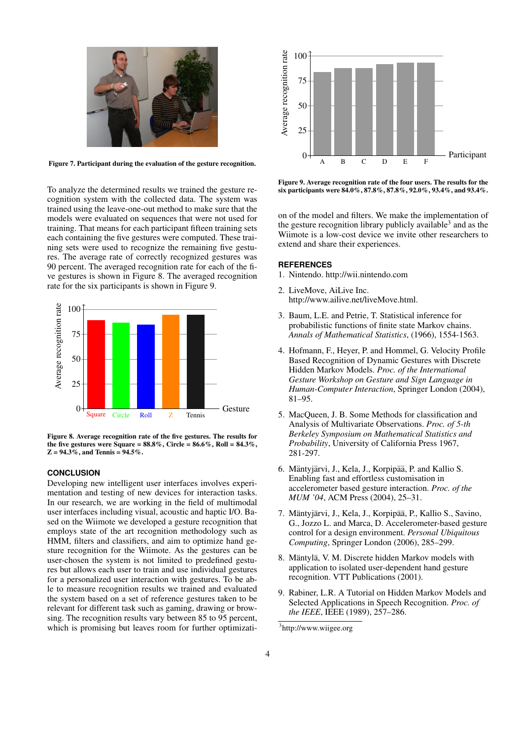Figure 7. Participant during the evaluation of the gesture recognition.

To analyze the determined results we trained the gesture recognition system with the collected data. The system was trained using the leave-one-out method to make sure that the models were evaluated on sequences that were not used for training. That means for each participant fifteen training sets each containing the five gestures were computed. These training sets were used to recognize the remaining five gestures. The average rate of correctly recognized gestures was 90 percent. The averaged recognition rate for each of the five gestures is shown in Figure 8. The averaged recognition rate for the six participants is shown in Figure 9.

Average recognition rate
100
75
50
25
0
Square Circle Roll Z Tennis
Gesture

Figure 8. Average recognition rate of the five gestures. The results for the five gestures were Square = 88.8%, Circle = 86.6%, Roll = 84.3%, Z = 94.3%, and Tennis = 94.5%.

## CONCLUSION

Developing new intelligent user interfaces involves experimentation and testing of new devices for interaction tasks. In our research, we are working in the field of multimodal user interfaces including visual, acoustic and haptic I/O. Based on the Wiimote we developed a gesture recognition that employs state of the art recognition methodology such as HMM, filters and classifiers, and aim to optimize hand gesture recognition for the Wiimote. As the gestures can be user-chosen the system is not limited to predefined gestures but allows each user to train and use individual gestures for a personalized user interaction with gestures. To be able to measure recognition results we trained and evaluated the system based on a set of reference gestures taken to be relevant for different task such as gaming, drawing or browsing. The recognition results vary between 85 to 95 percent, which is promising but leaves room for further optimization of the model and filters. We make the implementation of the gesture recognition library publicly available[3] and as the Wiimote is a low-cost device we invite other researchers to extend and share their experiences.

Average recognition rate
100
75
50
25
0
A B C D E F
Participant

Figure 9. Average recognition rate of the four users. The results for the six participants were 84.0%, 87.8%, 87.8%, 92.0%, 93.4%, and 93.4%.

## REFERENCES

1. Nintendo. http://wii.nintendo.com
2. LiveMove, AiLive Inc. http://www.ailive.net/liveMove.html.
3. Baum, L.E. and Petrie, T. Statistical inference for probabilistic functions of finite state Markov chains. *Annals of Mathematical Statistics*, (1966), 1554-1563.
4. Hofmann, F., Heyer, P. and Hommel, G. Velocity Profile Based Recognition of Dynamic Gestures with Discrete Hidden Markov Models. *Proc. of the International Gesture Workshop on Gesture and Sign Language in Human-Computer Interaction*, Springer London (2004), 81–95.
5. MacQueen, J. B. Some Methods for classification and Analysis of Multivariate Observations. *Proc. of 5-th Berkeley Symposium on Mathematical Statistics and Probability*, University of California Press 1967, 281-297.
6. Mäntyjärvi, J., Kela, J., Korpipää, P. and Kallio S. Enabling fast and effortless customisation in accelerometer based gesture interaction. *Proc. of the MUM '04*, ACM Press (2004), 25–31.
7. Mäntyjärvi, J., Kela, J., Korpipää, P., Kallio S., Savino, G., Jozzo L. and Marca, D. Accelerometer-based gesture control for a design environment. *Personal Ubiquitous Computing*, Springer London (2006), 285–299.
8. Mäntylä, V. M. Discrete hidden Markov models with application to isolated user-dependent hand gesture recognition. VTT Publications (2001).
9. Rabiner, L.R. A Tutorial on Hidden Markov Models and Selected Applications in Speech Recognition. *Proc. of the IEEE*, IEEE (1989), 257–286.

[3] http://www.wiigee.org